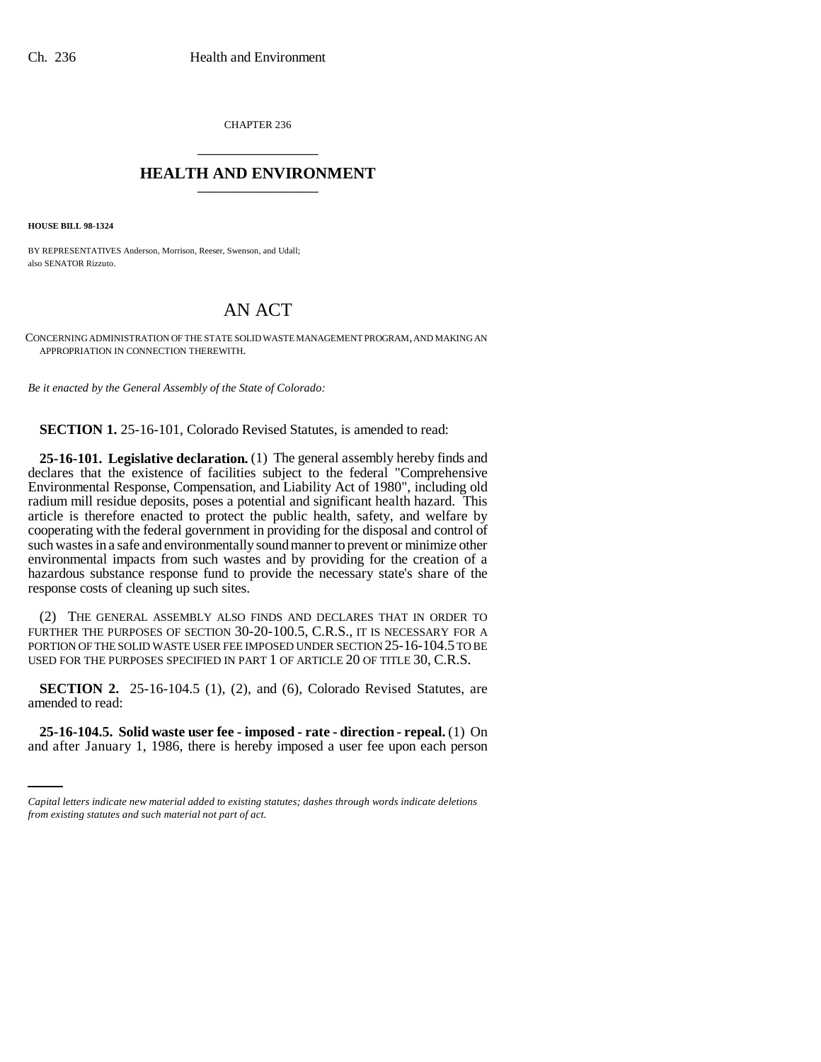CHAPTER 236

# HEALTH AND ENVIRONMENT

**HOUSE BILL 98-1324**

BY REPRESENTATIVES Anderson, Morrison, Reeser, Swenson, and Udall;
also SENATOR Rizzuto.

# AN ACT

CONCERNING ADMINISTRATION OF THE STATE SOLID WASTE MANAGEMENT PROGRAM, AND MAKING AN APPROPRIATION IN CONNECTION THEREWITH.

*Be it enacted by the General Assembly of the State of Colorado:*

**SECTION 1.** 25-16-101, Colorado Revised Statutes, is amended to read:

**25-16-101. Legislative declaration.** (1) The general assembly hereby finds and declares that the existence of facilities subject to the federal "Comprehensive Environmental Response, Compensation, and Liability Act of 1980", including old radium mill residue deposits, poses a potential and significant health hazard. This article is therefore enacted to protect the public health, safety, and welfare by cooperating with the federal government in providing for the disposal and control of such wastes in a safe and environmentally sound manner to prevent or minimize other environmental impacts from such wastes and by providing for the creation of a hazardous substance response fund to provide the necessary state's share of the response costs of cleaning up such sites.

(2) THE GENERAL ASSEMBLY ALSO FINDS AND DECLARES THAT IN ORDER TO FURTHER THE PURPOSES OF SECTION 30-20-100.5, C.R.S., IT IS NECESSARY FOR A PORTION OF THE SOLID WASTE USER FEE IMPOSED UNDER SECTION 25-16-104.5 TO BE USED FOR THE PURPOSES SPECIFIED IN PART 1 OF ARTICLE 20 OF TITLE 30, C.R.S.

**SECTION 2.** 25-16-104.5 (1), (2), and (6), Colorado Revised Statutes, are amended to read:

**25-16-104.5. Solid waste user fee - imposed - rate - direction - repeal.** (1) On and after January 1, 1986, there is hereby imposed a user fee upon each person

*Capital letters indicate new material added to existing statutes; dashes through words indicate deletions from existing statutes and such material not part of act.*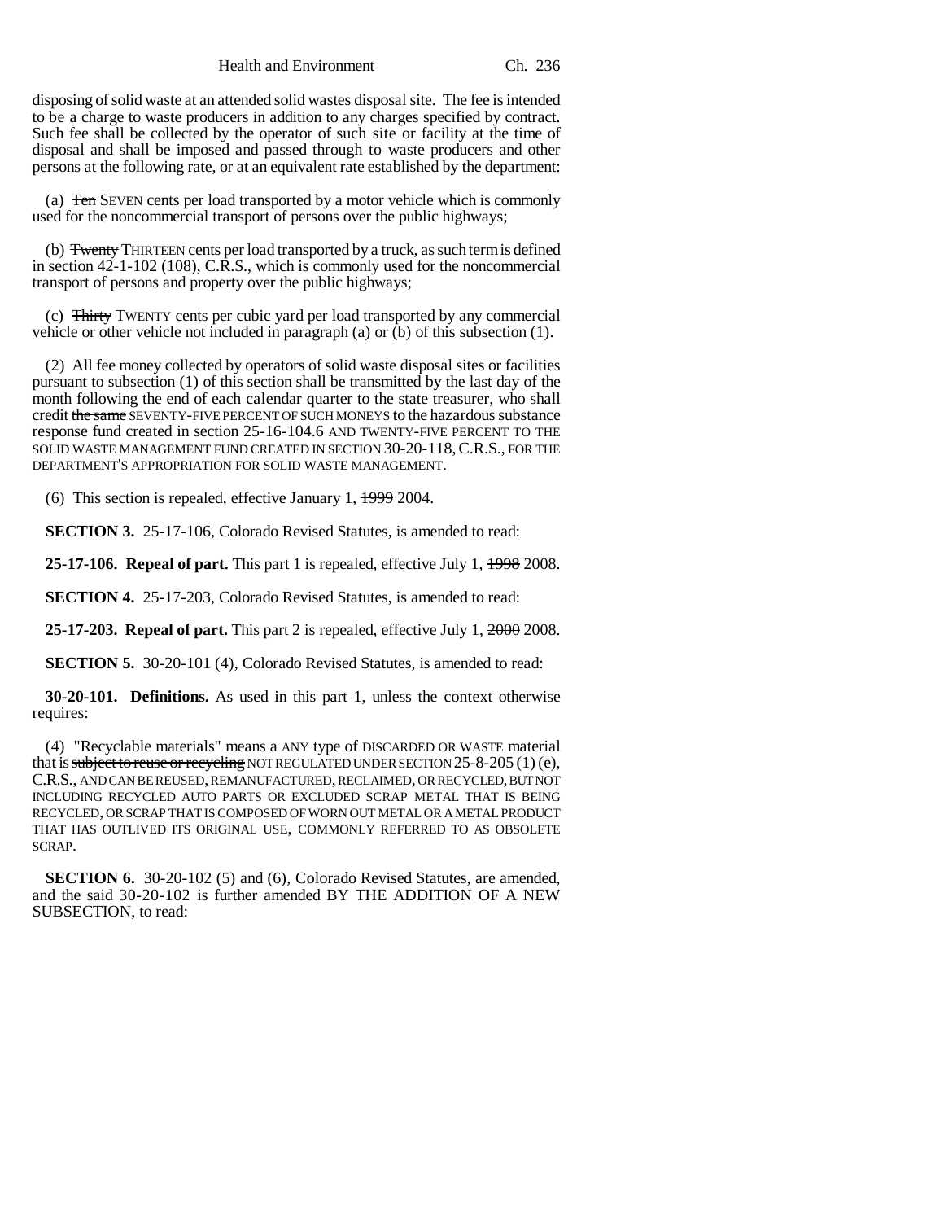disposing of solid waste at an attended solid wastes disposal site. The fee is intended to be a charge to waste producers in addition to any charges specified by contract. Such fee shall be collected by the operator of such site or facility at the time of disposal and shall be imposed and passed through to waste producers and other persons at the following rate, or at an equivalent rate established by the department:

(a) ~~Ten~~ SEVEN cents per load transported by a motor vehicle which is commonly used for the noncommercial transport of persons over the public highways;

(b) ~~Twenty~~ THIRTEEN cents per load transported by a truck, as such term is defined in section 42-1-102 (108), C.R.S., which is commonly used for the noncommercial transport of persons and property over the public highways;

(c) ~~Thirty~~ TWENTY cents per cubic yard per load transported by any commercial vehicle or other vehicle not included in paragraph (a) or (b) of this subsection (1).

(2) All fee money collected by operators of solid waste disposal sites or facilities pursuant to subsection (1) of this section shall be transmitted by the last day of the month following the end of each calendar quarter to the state treasurer, who shall credit ~~the same~~ SEVENTY-FIVE PERCENT OF SUCH MONEYS to the hazardous substance response fund created in section 25-16-104.6 AND TWENTY-FIVE PERCENT TO THE SOLID WASTE MANAGEMENT FUND CREATED IN SECTION 30-20-118, C.R.S., FOR THE DEPARTMENT'S APPROPRIATION FOR SOLID WASTE MANAGEMENT.

(6) This section is repealed, effective January 1, ~~1999~~ 2004.

**SECTION 3.** 25-17-106, Colorado Revised Statutes, is amended to read:

**25-17-106. Repeal of part.** This part 1 is repealed, effective July 1, ~~1998~~ 2008.

**SECTION 4.** 25-17-203, Colorado Revised Statutes, is amended to read:

**25-17-203. Repeal of part.** This part 2 is repealed, effective July 1, ~~2000~~ 2008.

**SECTION 5.** 30-20-101 (4), Colorado Revised Statutes, is amended to read:

**30-20-101. Definitions.** As used in this part 1, unless the context otherwise requires:

(4) "Recyclable materials" means ~~a~~ ANY type of DISCARDED OR WASTE material that is ~~subject to reuse or recycling~~ NOT REGULATED UNDER SECTION 25-8-205 (1) (e), C.R.S., AND CAN BE REUSED, REMANUFACTURED, RECLAIMED, OR RECYCLED, BUT NOT INCLUDING RECYCLED AUTO PARTS OR EXCLUDED SCRAP METAL THAT IS BEING RECYCLED, OR SCRAP THAT IS COMPOSED OF WORN OUT METAL OR A METAL PRODUCT THAT HAS OUTLIVED ITS ORIGINAL USE, COMMONLY REFERRED TO AS OBSOLETE SCRAP.

**SECTION 6.** 30-20-102 (5) and (6), Colorado Revised Statutes, are amended, and the said 30-20-102 is further amended BY THE ADDITION OF A NEW SUBSECTION, to read: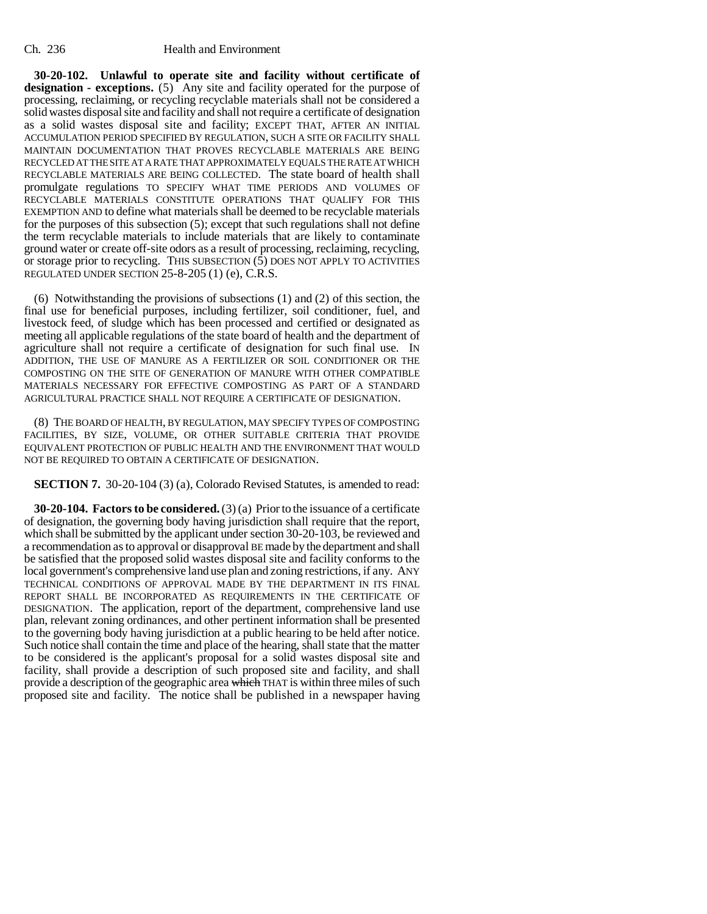**30-20-102. Unlawful to operate site and facility without certificate of designation - exceptions.** (5) Any site and facility operated for the purpose of processing, reclaiming, or recycling recyclable materials shall not be considered a solid wastes disposal site and facility and shall not require a certificate of designation as a solid wastes disposal site and facility; EXCEPT THAT, AFTER AN INITIAL ACCUMULATION PERIOD SPECIFIED BY REGULATION, SUCH A SITE OR FACILITY SHALL MAINTAIN DOCUMENTATION THAT PROVES RECYCLABLE MATERIALS ARE BEING RECYCLED AT THE SITE AT A RATE THAT APPROXIMATELY EQUALS THE RATE AT WHICH RECYCLABLE MATERIALS ARE BEING COLLECTED. The state board of health shall promulgate regulations TO SPECIFY WHAT TIME PERIODS AND VOLUMES OF RECYCLABLE MATERIALS CONSTITUTE OPERATIONS THAT QUALIFY FOR THIS EXEMPTION AND to define what materials shall be deemed to be recyclable materials for the purposes of this subsection (5); except that such regulations shall not define the term recyclable materials to include materials that are likely to contaminate ground water or create off-site odors as a result of processing, reclaiming, recycling, or storage prior to recycling. THIS SUBSECTION (5) DOES NOT APPLY TO ACTIVITIES REGULATED UNDER SECTION 25-8-205 (1) (e), C.R.S.

(6) Notwithstanding the provisions of subsections (1) and (2) of this section, the final use for beneficial purposes, including fertilizer, soil conditioner, fuel, and livestock feed, of sludge which has been processed and certified or designated as meeting all applicable regulations of the state board of health and the department of agriculture shall not require a certificate of designation for such final use. IN ADDITION, THE USE OF MANURE AS A FERTILIZER OR SOIL CONDITIONER OR THE COMPOSTING ON THE SITE OF GENERATION OF MANURE WITH OTHER COMPATIBLE MATERIALS NECESSARY FOR EFFECTIVE COMPOSTING AS PART OF A STANDARD AGRICULTURAL PRACTICE SHALL NOT REQUIRE A CERTIFICATE OF DESIGNATION.

(8) THE BOARD OF HEALTH, BY REGULATION, MAY SPECIFY TYPES OF COMPOSTING FACILITIES, BY SIZE, VOLUME, OR OTHER SUITABLE CRITERIA THAT PROVIDE EQUIVALENT PROTECTION OF PUBLIC HEALTH AND THE ENVIRONMENT THAT WOULD NOT BE REQUIRED TO OBTAIN A CERTIFICATE OF DESIGNATION.

**SECTION 7.** 30-20-104 (3) (a), Colorado Revised Statutes, is amended to read:

**30-20-104. Factors to be considered.** (3) (a) Prior to the issuance of a certificate of designation, the governing body having jurisdiction shall require that the report, which shall be submitted by the applicant under section 30-20-103, be reviewed and a recommendation as to approval or disapproval BE made by the department and shall be satisfied that the proposed solid wastes disposal site and facility conforms to the local government's comprehensive land use plan and zoning restrictions, if any. ANY TECHNICAL CONDITIONS OF APPROVAL MADE BY THE DEPARTMENT IN ITS FINAL REPORT SHALL BE INCORPORATED AS REQUIREMENTS IN THE CERTIFICATE OF DESIGNATION. The application, report of the department, comprehensive land use plan, relevant zoning ordinances, and other pertinent information shall be presented to the governing body having jurisdiction at a public hearing to be held after notice. Such notice shall contain the time and place of the hearing, shall state that the matter to be considered is the applicant's proposal for a solid wastes disposal site and facility, shall provide a description of such proposed site and facility, and shall provide a description of the geographic area ~~which~~ THAT is within three miles of such proposed site and facility. The notice shall be published in a newspaper having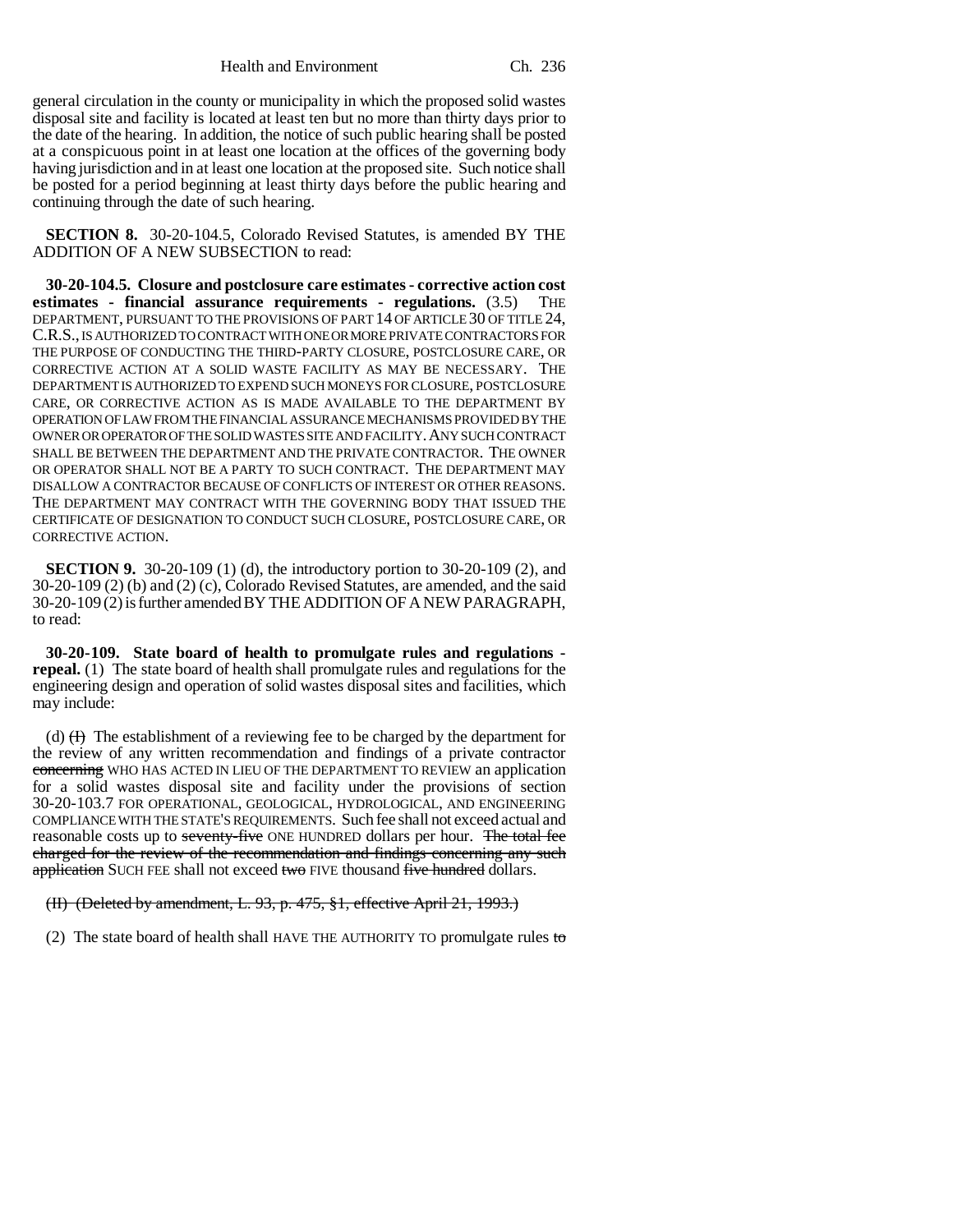general circulation in the county or municipality in which the proposed solid wastes disposal site and facility is located at least ten but no more than thirty days prior to the date of the hearing. In addition, the notice of such public hearing shall be posted at a conspicuous point in at least one location at the offices of the governing body having jurisdiction and in at least one location at the proposed site. Such notice shall be posted for a period beginning at least thirty days before the public hearing and continuing through the date of such hearing.

**SECTION 8.** 30-20-104.5, Colorado Revised Statutes, is amended BY THE ADDITION OF A NEW SUBSECTION to read:

**30-20-104.5. Closure and postclosure care estimates - corrective action cost estimates - financial assurance requirements - regulations.** (3.5) THE DEPARTMENT, PURSUANT TO THE PROVISIONS OF PART 14 OF ARTICLE 30 OF TITLE 24, C.R.S., IS AUTHORIZED TO CONTRACT WITH ONE OR MORE PRIVATE CONTRACTORS FOR THE PURPOSE OF CONDUCTING THE THIRD-PARTY CLOSURE, POSTCLOSURE CARE, OR CORRECTIVE ACTION AT A SOLID WASTE FACILITY AS MAY BE NECESSARY. THE DEPARTMENT IS AUTHORIZED TO EXPEND SUCH MONEYS FOR CLOSURE, POSTCLOSURE CARE, OR CORRECTIVE ACTION AS IS MADE AVAILABLE TO THE DEPARTMENT BY OPERATION OF LAW FROM THE FINANCIAL ASSURANCE MECHANISMS PROVIDED BY THE OWNER OR OPERATOR OF THE SOLID WASTES SITE AND FACILITY. ANY SUCH CONTRACT SHALL BE BETWEEN THE DEPARTMENT AND THE PRIVATE CONTRACTOR. THE OWNER OR OPERATOR SHALL NOT BE A PARTY TO SUCH CONTRACT. THE DEPARTMENT MAY DISALLOW A CONTRACTOR BECAUSE OF CONFLICTS OF INTEREST OR OTHER REASONS. THE DEPARTMENT MAY CONTRACT WITH THE GOVERNING BODY THAT ISSUED THE CERTIFICATE OF DESIGNATION TO CONDUCT SUCH CLOSURE, POSTCLOSURE CARE, OR CORRECTIVE ACTION.

**SECTION 9.** 30-20-109 (1) (d), the introductory portion to 30-20-109 (2), and 30-20-109 (2) (b) and (2) (c), Colorado Revised Statutes, are amended, and the said 30-20-109 (2) is further amended BY THE ADDITION OF A NEW PARAGRAPH, to read:

**30-20-109. State board of health to promulgate rules and regulations - repeal.** (1) The state board of health shall promulgate rules and regulations for the engineering design and operation of solid wastes disposal sites and facilities, which may include:

(d) ~~(I)~~ The establishment of a reviewing fee to be charged by the department for the review of any written recommendation and findings of a private contractor ~~concerning~~ WHO HAS ACTED IN LIEU OF THE DEPARTMENT TO REVIEW an application for a solid wastes disposal site and facility under the provisions of section 30-20-103.7 FOR OPERATIONAL, GEOLOGICAL, HYDROLOGICAL, AND ENGINEERING COMPLIANCE WITH THE STATE'S REQUIREMENTS. Such fee shall not exceed actual and reasonable costs up to ~~seventy-five~~ ONE HUNDRED dollars per hour. ~~The total fee charged for the review of the recommendation and findings concerning any such application~~ SUCH FEE shall not exceed ~~two~~ FIVE thousand ~~five hundred~~ dollars.

~~(II) (Deleted by amendment, L. 93, p. 475, §1, effective April 21, 1993.)~~

(2) The state board of health shall HAVE THE AUTHORITY TO promulgate rules ~~to~~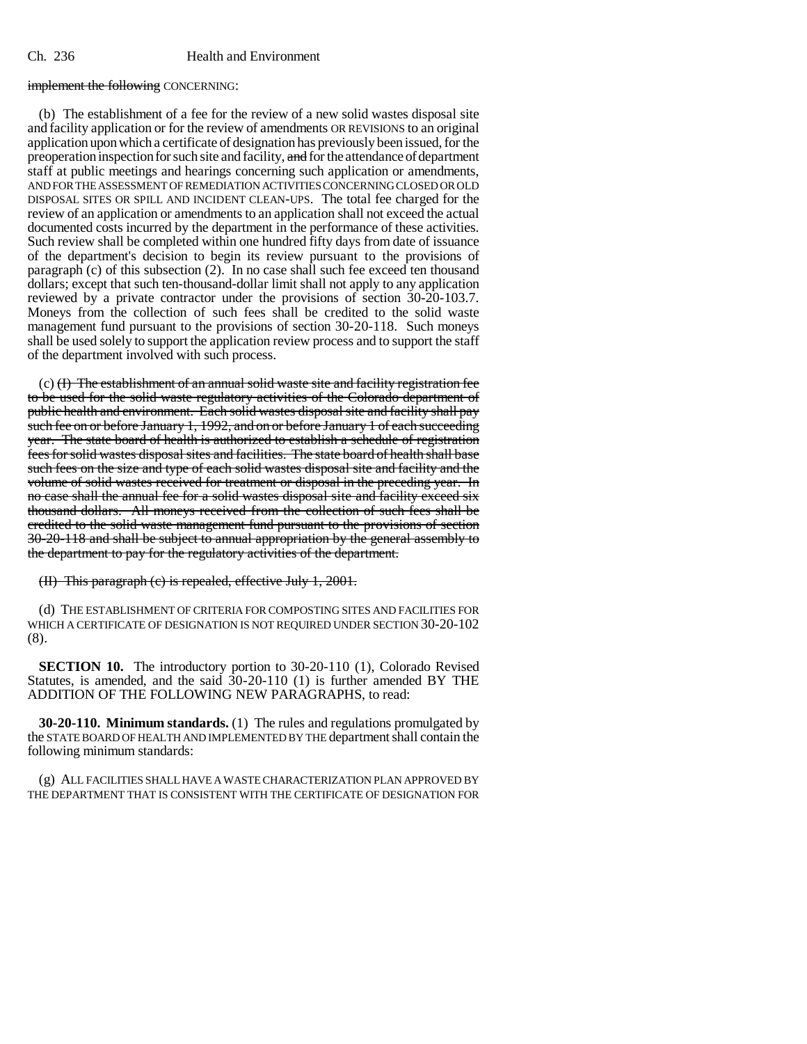implement the following CONCERNING:

(b) The establishment of a fee for the review of a new solid wastes disposal site and facility application or for the review of amendments OR REVISIONS to an original application upon which a certificate of designation has previously been issued, for the preoperation inspection for such site and facility, and for the attendance of department staff at public meetings and hearings concerning such application or amendments, AND FOR THE ASSESSMENT OF REMEDIATION ACTIVITIES CONCERNING CLOSED OR OLD DISPOSAL SITES OR SPILL AND INCIDENT CLEAN-UPS. The total fee charged for the review of an application or amendments to an application shall not exceed the actual documented costs incurred by the department in the performance of these activities. Such review shall be completed within one hundred fifty days from date of issuance of the department's decision to begin its review pursuant to the provisions of paragraph (c) of this subsection (2). In no case shall such fee exceed ten thousand dollars; except that such ten-thousand-dollar limit shall not apply to any application reviewed by a private contractor under the provisions of section 30-20-103.7. Moneys from the collection of such fees shall be credited to the solid waste management fund pursuant to the provisions of section 30-20-118. Such moneys shall be used solely to support the application review process and to support the staff of the department involved with such process.

(c) (I) The establishment of an annual solid waste site and facility registration fee to be used for the solid waste regulatory activities of the Colorado department of public health and environment. Each solid wastes disposal site and facility shall pay such fee on or before January 1, 1992, and on or before January 1 of each succeeding year. The state board of health is authorized to establish a schedule of registration fees for solid wastes disposal sites and facilities. The state board of health shall base such fees on the size and type of each solid wastes disposal site and facility and the volume of solid wastes received for treatment or disposal in the preceding year. In no case shall the annual fee for a solid wastes disposal site and facility exceed six thousand dollars. All moneys received from the collection of such fees shall be credited to the solid waste management fund pursuant to the provisions of section 30-20-118 and shall be subject to annual appropriation by the general assembly to the department to pay for the regulatory activities of the department.

(II) This paragraph (c) is repealed, effective July 1, 2001.

(d) THE ESTABLISHMENT OF CRITERIA FOR COMPOSTING SITES AND FACILITIES FOR WHICH A CERTIFICATE OF DESIGNATION IS NOT REQUIRED UNDER SECTION 30-20-102 (8).

**SECTION 10.** The introductory portion to 30-20-110 (1), Colorado Revised Statutes, is amended, and the said 30-20-110 (1) is further amended BY THE ADDITION OF THE FOLLOWING NEW PARAGRAPHS, to read:

**30-20-110. Minimum standards.** (1) The rules and regulations promulgated by the STATE BOARD OF HEALTH AND IMPLEMENTED BY THE department shall contain the following minimum standards:

(g) ALL FACILITIES SHALL HAVE A WASTE CHARACTERIZATION PLAN APPROVED BY THE DEPARTMENT THAT IS CONSISTENT WITH THE CERTIFICATE OF DESIGNATION FOR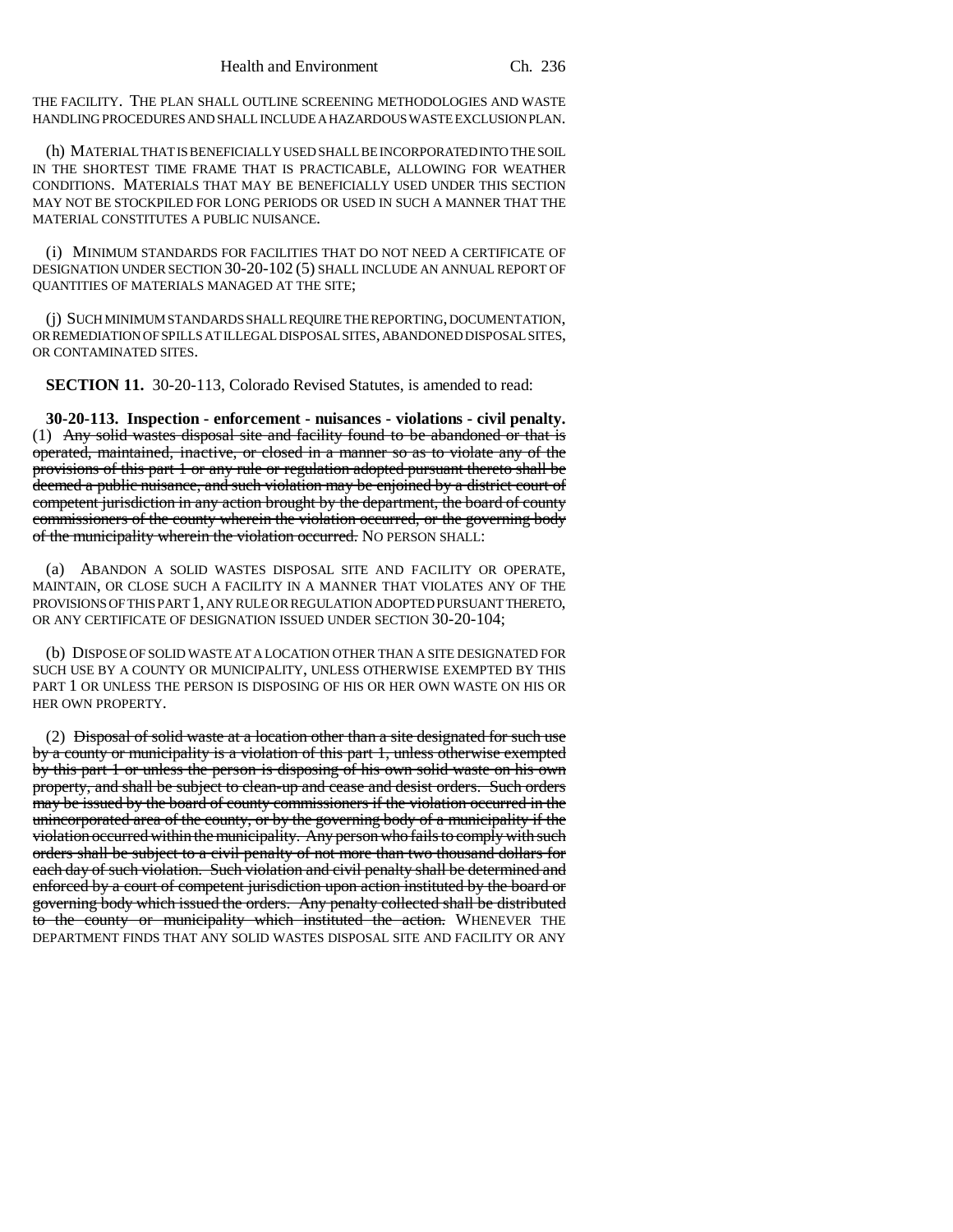THE FACILITY. THE PLAN SHALL OUTLINE SCREENING METHODOLOGIES AND WASTE HANDLING PROCEDURES AND SHALL INCLUDE A HAZARDOUS WASTE EXCLUSION PLAN.

(h) MATERIAL THAT IS BENEFICIALLY USED SHALL BE INCORPORATED INTO THE SOIL IN THE SHORTEST TIME FRAME THAT IS PRACTICABLE, ALLOWING FOR WEATHER CONDITIONS. MATERIALS THAT MAY BE BENEFICIALLY USED UNDER THIS SECTION MAY NOT BE STOCKPILED FOR LONG PERIODS OR USED IN SUCH A MANNER THAT THE MATERIAL CONSTITUTES A PUBLIC NUISANCE.

(i) MINIMUM STANDARDS FOR FACILITIES THAT DO NOT NEED A CERTIFICATE OF DESIGNATION UNDER SECTION 30-20-102 (5) SHALL INCLUDE AN ANNUAL REPORT OF QUANTITIES OF MATERIALS MANAGED AT THE SITE;

(j) SUCH MINIMUM STANDARDS SHALL REQUIRE THE REPORTING, DOCUMENTATION, OR REMEDIATION OF SPILLS AT ILLEGAL DISPOSAL SITES, ABANDONED DISPOSAL SITES, OR CONTAMINATED SITES.

**SECTION 11.** 30-20-113, Colorado Revised Statutes, is amended to read:

**30-20-113. Inspection - enforcement - nuisances - violations - civil penalty.** (1) ~~Any solid wastes disposal site and facility found to be abandoned or that is operated, maintained, inactive, or closed in a manner so as to violate any of the provisions of this part 1 or any rule or regulation adopted pursuant thereto shall be deemed a public nuisance, and such violation may be enjoined by a district court of competent jurisdiction in any action brought by the department, the board of county commissioners of the county wherein the violation occurred, or the governing body of the municipality wherein the violation occurred.~~ NO PERSON SHALL:

(a) ABANDON A SOLID WASTES DISPOSAL SITE AND FACILITY OR OPERATE, MAINTAIN, OR CLOSE SUCH A FACILITY IN A MANNER THAT VIOLATES ANY OF THE PROVISIONS OF THIS PART 1, ANY RULE OR REGULATION ADOPTED PURSUANT THERETO, OR ANY CERTIFICATE OF DESIGNATION ISSUED UNDER SECTION 30-20-104;

(b) DISPOSE OF SOLID WASTE AT A LOCATION OTHER THAN A SITE DESIGNATED FOR SUCH USE BY A COUNTY OR MUNICIPALITY, UNLESS OTHERWISE EXEMPTED BY THIS PART 1 OR UNLESS THE PERSON IS DISPOSING OF HIS OR HER OWN WASTE ON HIS OR HER OWN PROPERTY.

(2) ~~Disposal of solid waste at a location other than a site designated for such use by a county or municipality is a violation of this part 1, unless otherwise exempted by this part 1 or unless the person is disposing of his own solid waste on his own property, and shall be subject to clean-up and cease and desist orders. Such orders may be issued by the board of county commissioners if the violation occurred in the unincorporated area of the county, or by the governing body of a municipality if the violation occurred within the municipality. Any person who fails to comply with such orders shall be subject to a civil penalty of not more than two thousand dollars for each day of such violation. Such violation and civil penalty shall be determined and enforced by a court of competent jurisdiction upon action instituted by the board or governing body which issued the orders. Any penalty collected shall be distributed to the county or municipality which instituted the action.~~ WHENEVER THE DEPARTMENT FINDS THAT ANY SOLID WASTES DISPOSAL SITE AND FACILITY OR ANY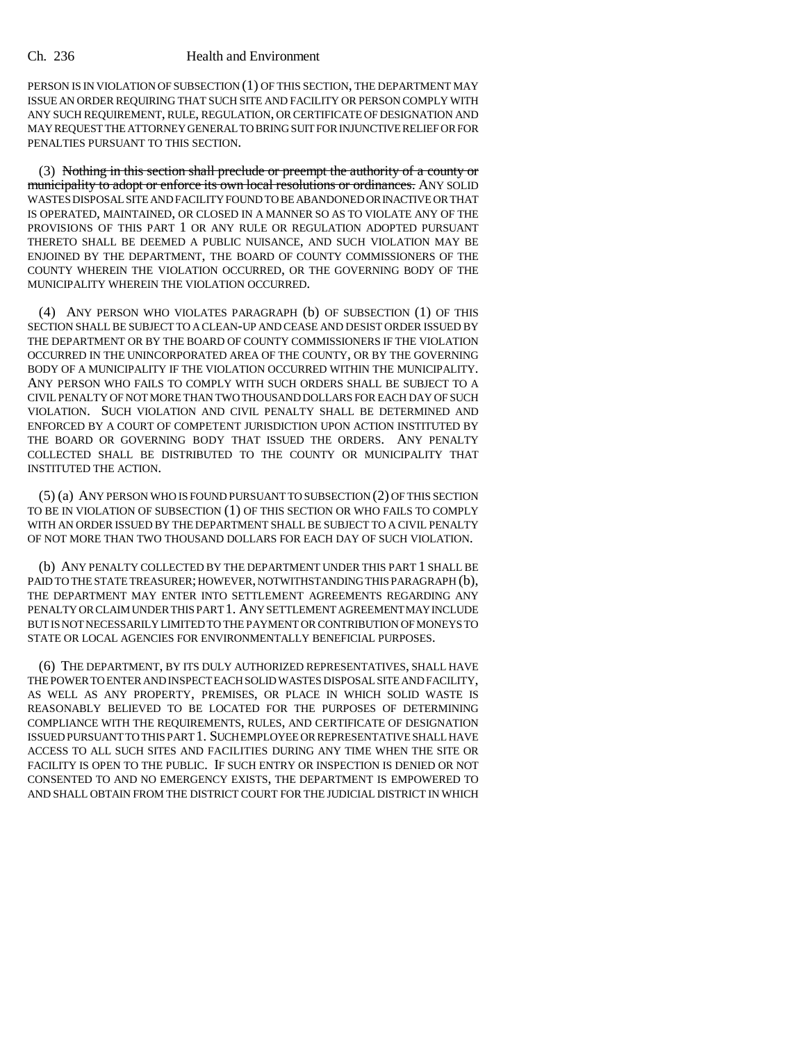PERSON IS IN VIOLATION OF SUBSECTION (1) OF THIS SECTION, THE DEPARTMENT MAY ISSUE AN ORDER REQUIRING THAT SUCH SITE AND FACILITY OR PERSON COMPLY WITH ANY SUCH REQUIREMENT, RULE, REGULATION, OR CERTIFICATE OF DESIGNATION AND MAY REQUEST THE ATTORNEY GENERAL TO BRING SUIT FOR INJUNCTIVE RELIEF OR FOR PENALTIES PURSUANT TO THIS SECTION.

(3) ~~Nothing in this section shall preclude or preempt the authority of a county or municipality to adopt or enforce its own local resolutions or ordinances.~~ ANY SOLID WASTES DISPOSAL SITE AND FACILITY FOUND TO BE ABANDONED OR INACTIVE OR THAT IS OPERATED, MAINTAINED, OR CLOSED IN A MANNER SO AS TO VIOLATE ANY OF THE PROVISIONS OF THIS PART 1 OR ANY RULE OR REGULATION ADOPTED PURSUANT THERETO SHALL BE DEEMED A PUBLIC NUISANCE, AND SUCH VIOLATION MAY BE ENJOINED BY THE DEPARTMENT, THE BOARD OF COUNTY COMMISSIONERS OF THE COUNTY WHEREIN THE VIOLATION OCCURRED, OR THE GOVERNING BODY OF THE MUNICIPALITY WHEREIN THE VIOLATION OCCURRED.

(4) ANY PERSON WHO VIOLATES PARAGRAPH (b) OF SUBSECTION (1) OF THIS SECTION SHALL BE SUBJECT TO A CLEAN-UP AND CEASE AND DESIST ORDER ISSUED BY THE DEPARTMENT OR BY THE BOARD OF COUNTY COMMISSIONERS IF THE VIOLATION OCCURRED IN THE UNINCORPORATED AREA OF THE COUNTY, OR BY THE GOVERNING BODY OF A MUNICIPALITY IF THE VIOLATION OCCURRED WITHIN THE MUNICIPALITY. ANY PERSON WHO FAILS TO COMPLY WITH SUCH ORDERS SHALL BE SUBJECT TO A CIVIL PENALTY OF NOT MORE THAN TWO THOUSAND DOLLARS FOR EACH DAY OF SUCH VIOLATION. SUCH VIOLATION AND CIVIL PENALTY SHALL BE DETERMINED AND ENFORCED BY A COURT OF COMPETENT JURISDICTION UPON ACTION INSTITUTED BY THE BOARD OR GOVERNING BODY THAT ISSUED THE ORDERS. ANY PENALTY COLLECTED SHALL BE DISTRIBUTED TO THE COUNTY OR MUNICIPALITY THAT INSTITUTED THE ACTION.

(5) (a) ANY PERSON WHO IS FOUND PURSUANT TO SUBSECTION (2) OF THIS SECTION TO BE IN VIOLATION OF SUBSECTION (1) OF THIS SECTION OR WHO FAILS TO COMPLY WITH AN ORDER ISSUED BY THE DEPARTMENT SHALL BE SUBJECT TO A CIVIL PENALTY OF NOT MORE THAN TWO THOUSAND DOLLARS FOR EACH DAY OF SUCH VIOLATION.

(b) ANY PENALTY COLLECTED BY THE DEPARTMENT UNDER THIS PART 1 SHALL BE PAID TO THE STATE TREASURER; HOWEVER, NOTWITHSTANDING THIS PARAGRAPH (b), THE DEPARTMENT MAY ENTER INTO SETTLEMENT AGREEMENTS REGARDING ANY PENALTY OR CLAIM UNDER THIS PART 1. ANY SETTLEMENT AGREEMENT MAY INCLUDE BUT IS NOT NECESSARILY LIMITED TO THE PAYMENT OR CONTRIBUTION OF MONEYS TO STATE OR LOCAL AGENCIES FOR ENVIRONMENTALLY BENEFICIAL PURPOSES.

(6) THE DEPARTMENT, BY ITS DULY AUTHORIZED REPRESENTATIVES, SHALL HAVE THE POWER TO ENTER AND INSPECT EACH SOLID WASTES DISPOSAL SITE AND FACILITY, AS WELL AS ANY PROPERTY, PREMISES, OR PLACE IN WHICH SOLID WASTE IS REASONABLY BELIEVED TO BE LOCATED FOR THE PURPOSES OF DETERMINING COMPLIANCE WITH THE REQUIREMENTS, RULES, AND CERTIFICATE OF DESIGNATION ISSUED PURSUANT TO THIS PART 1. SUCH EMPLOYEE OR REPRESENTATIVE SHALL HAVE ACCESS TO ALL SUCH SITES AND FACILITIES DURING ANY TIME WHEN THE SITE OR FACILITY IS OPEN TO THE PUBLIC. IF SUCH ENTRY OR INSPECTION IS DENIED OR NOT CONSENTED TO AND NO EMERGENCY EXISTS, THE DEPARTMENT IS EMPOWERED TO AND SHALL OBTAIN FROM THE DISTRICT COURT FOR THE JUDICIAL DISTRICT IN WHICH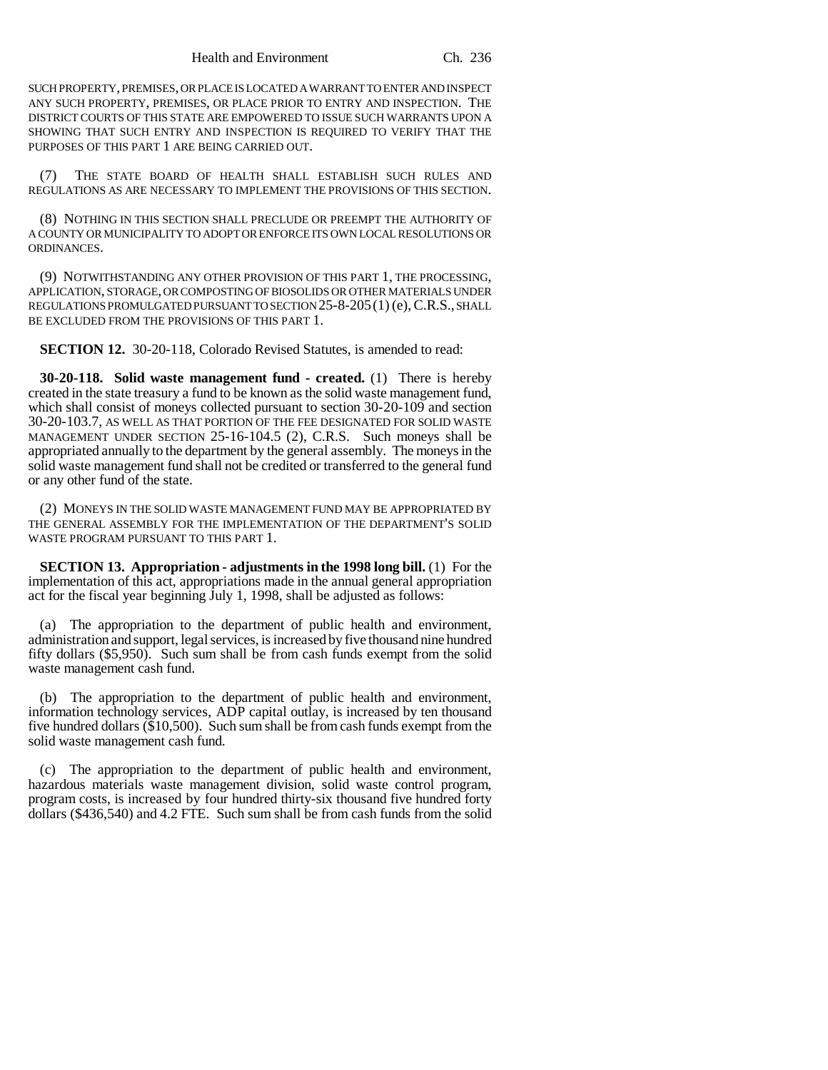SUCH PROPERTY, PREMISES, OR PLACE IS LOCATED A WARRANT TO ENTER AND INSPECT ANY SUCH PROPERTY, PREMISES, OR PLACE PRIOR TO ENTRY AND INSPECTION. THE DISTRICT COURTS OF THIS STATE ARE EMPOWERED TO ISSUE SUCH WARRANTS UPON A SHOWING THAT SUCH ENTRY AND INSPECTION IS REQUIRED TO VERIFY THAT THE PURPOSES OF THIS PART 1 ARE BEING CARRIED OUT.

(7) THE STATE BOARD OF HEALTH SHALL ESTABLISH SUCH RULES AND REGULATIONS AS ARE NECESSARY TO IMPLEMENT THE PROVISIONS OF THIS SECTION.

(8) NOTHING IN THIS SECTION SHALL PRECLUDE OR PREEMPT THE AUTHORITY OF A COUNTY OR MUNICIPALITY TO ADOPT OR ENFORCE ITS OWN LOCAL RESOLUTIONS OR ORDINANCES.

(9) NOTWITHSTANDING ANY OTHER PROVISION OF THIS PART 1, THE PROCESSING, APPLICATION, STORAGE, OR COMPOSTING OF BIOSOLIDS OR OTHER MATERIALS UNDER REGULATIONS PROMULGATED PURSUANT TO SECTION 25-8-205 (1) (e), C.R.S., SHALL BE EXCLUDED FROM THE PROVISIONS OF THIS PART 1.

**SECTION 12.** 30-20-118, Colorado Revised Statutes, is amended to read:

**30-20-118. Solid waste management fund - created.** (1) There is hereby created in the state treasury a fund to be known as the solid waste management fund, which shall consist of moneys collected pursuant to section 30-20-109 and section 30-20-103.7, AS WELL AS THAT PORTION OF THE FEE DESIGNATED FOR SOLID WASTE MANAGEMENT UNDER SECTION 25-16-104.5 (2), C.R.S. Such moneys shall be appropriated annually to the department by the general assembly. The moneys in the solid waste management fund shall not be credited or transferred to the general fund or any other fund of the state.

(2) MONEYS IN THE SOLID WASTE MANAGEMENT FUND MAY BE APPROPRIATED BY THE GENERAL ASSEMBLY FOR THE IMPLEMENTATION OF THE DEPARTMENT'S SOLID WASTE PROGRAM PURSUANT TO THIS PART 1.

**SECTION 13. Appropriation - adjustments in the 1998 long bill.** (1) For the implementation of this act, appropriations made in the annual general appropriation act for the fiscal year beginning July 1, 1998, shall be adjusted as follows:

(a) The appropriation to the department of public health and environment, administration and support, legal services, is increased by five thousand nine hundred fifty dollars ($5,950). Such sum shall be from cash funds exempt from the solid waste management cash fund.

(b) The appropriation to the department of public health and environment, information technology services, ADP capital outlay, is increased by ten thousand five hundred dollars ($10,500). Such sum shall be from cash funds exempt from the solid waste management cash fund.

(c) The appropriation to the department of public health and environment, hazardous materials waste management division, solid waste control program, program costs, is increased by four hundred thirty-six thousand five hundred forty dollars ($436,540) and 4.2 FTE. Such sum shall be from cash funds from the solid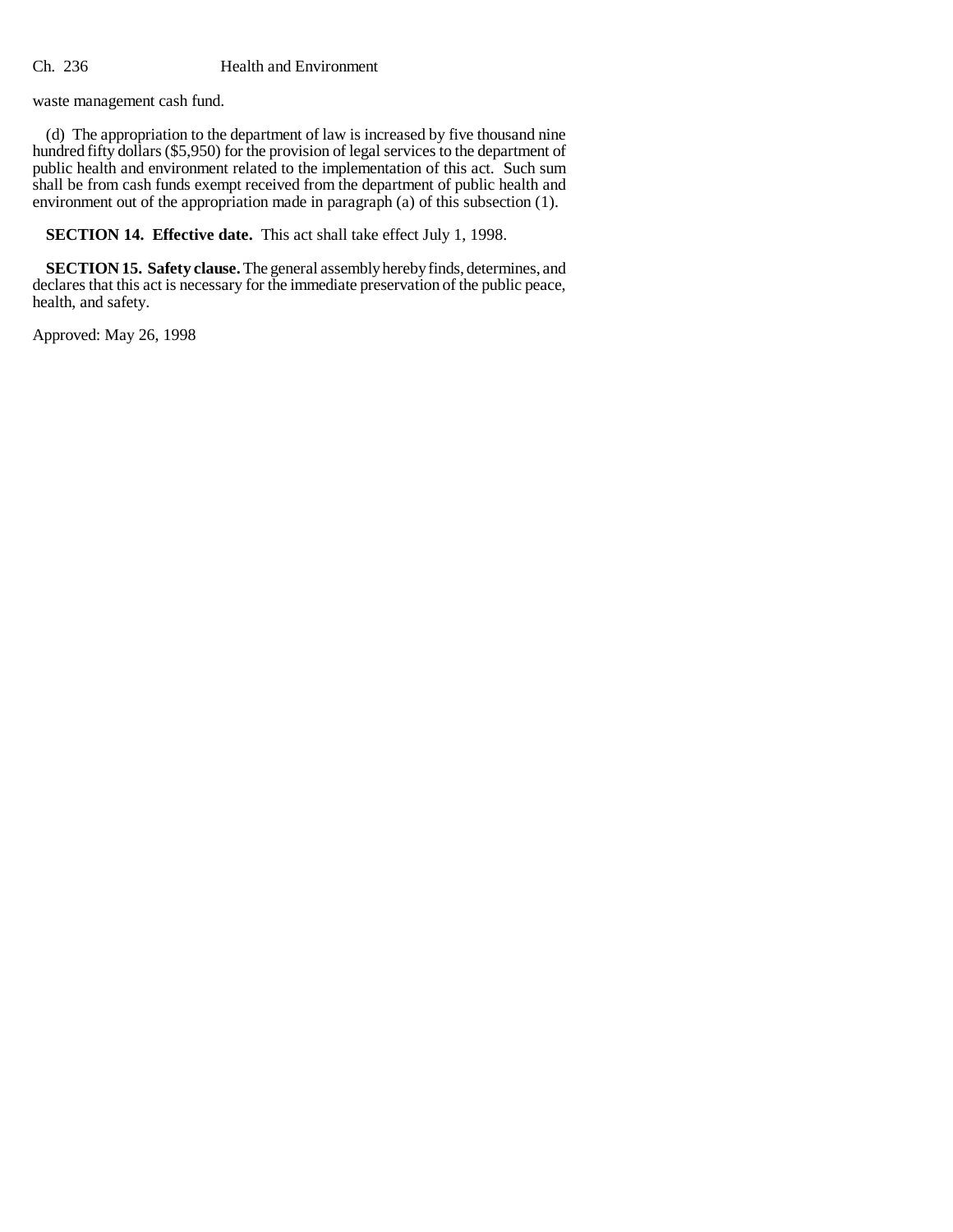waste management cash fund.

(d) The appropriation to the department of law is increased by five thousand nine hundred fifty dollars ($5,950) for the provision of legal services to the department of public health and environment related to the implementation of this act. Such sum shall be from cash funds exempt received from the department of public health and environment out of the appropriation made in paragraph (a) of this subsection (1).

**SECTION 14. Effective date.** This act shall take effect July 1, 1998.

**SECTION 15. Safety clause.** The general assembly hereby finds, determines, and declares that this act is necessary for the immediate preservation of the public peace, health, and safety.

Approved: May 26, 1998